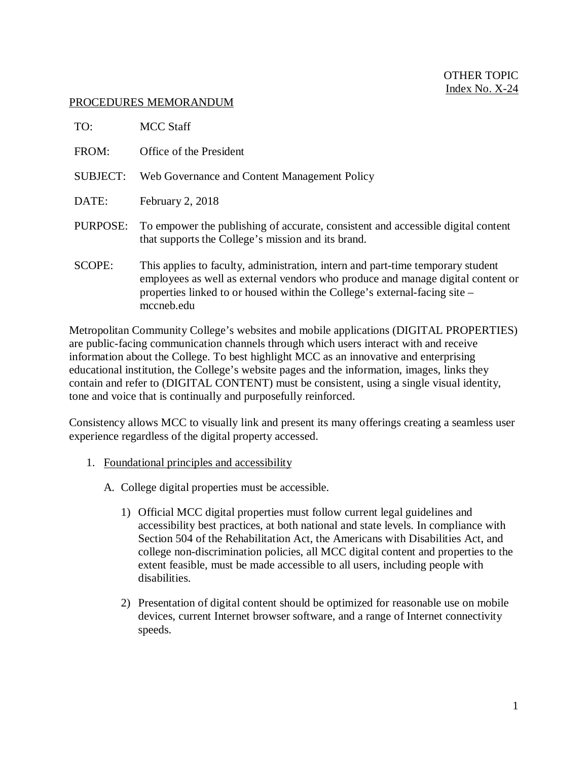OTHER TOPIC
Index No. X-24

PROCEDURES MEMORANDUM

| | |
|---|---|
| TO: | MCC Staff |
| FROM: | Office of the President |
| SUBJECT: | Web Governance and Content Management Policy |
| DATE: | February 2, 2018 |
| PURPOSE: | To empower the publishing of accurate, consistent and accessible digital content that supports the College's mission and its brand. |
| SCOPE: | This applies to faculty, administration, intern and part-time temporary student employees as well as external vendors who produce and manage digital content or properties linked to or housed within the College's external-facing site – mccneb.edu |

Metropolitan Community College's websites and mobile applications (DIGITAL PROPERTIES) are public-facing communication channels through which users interact with and receive information about the College. To best highlight MCC as an innovative and enterprising educational institution, the College's website pages and the information, images, links they contain and refer to (DIGITAL CONTENT) must be consistent, using a single visual identity, tone and voice that is continually and purposefully reinforced.

Consistency allows MCC to visually link and present its many offerings creating a seamless user experience regardless of the digital property accessed.

1. Foundational principles and accessibility

   A. College digital properties must be accessible.

      1) Official MCC digital properties must follow current legal guidelines and accessibility best practices, at both national and state levels. In compliance with Section 504 of the Rehabilitation Act, the Americans with Disabilities Act, and college non-discrimination policies, all MCC digital content and properties to the extent feasible, must be made accessible to all users, including people with disabilities.

      2) Presentation of digital content should be optimized for reasonable use on mobile devices, current Internet browser software, and a range of Internet connectivity speeds.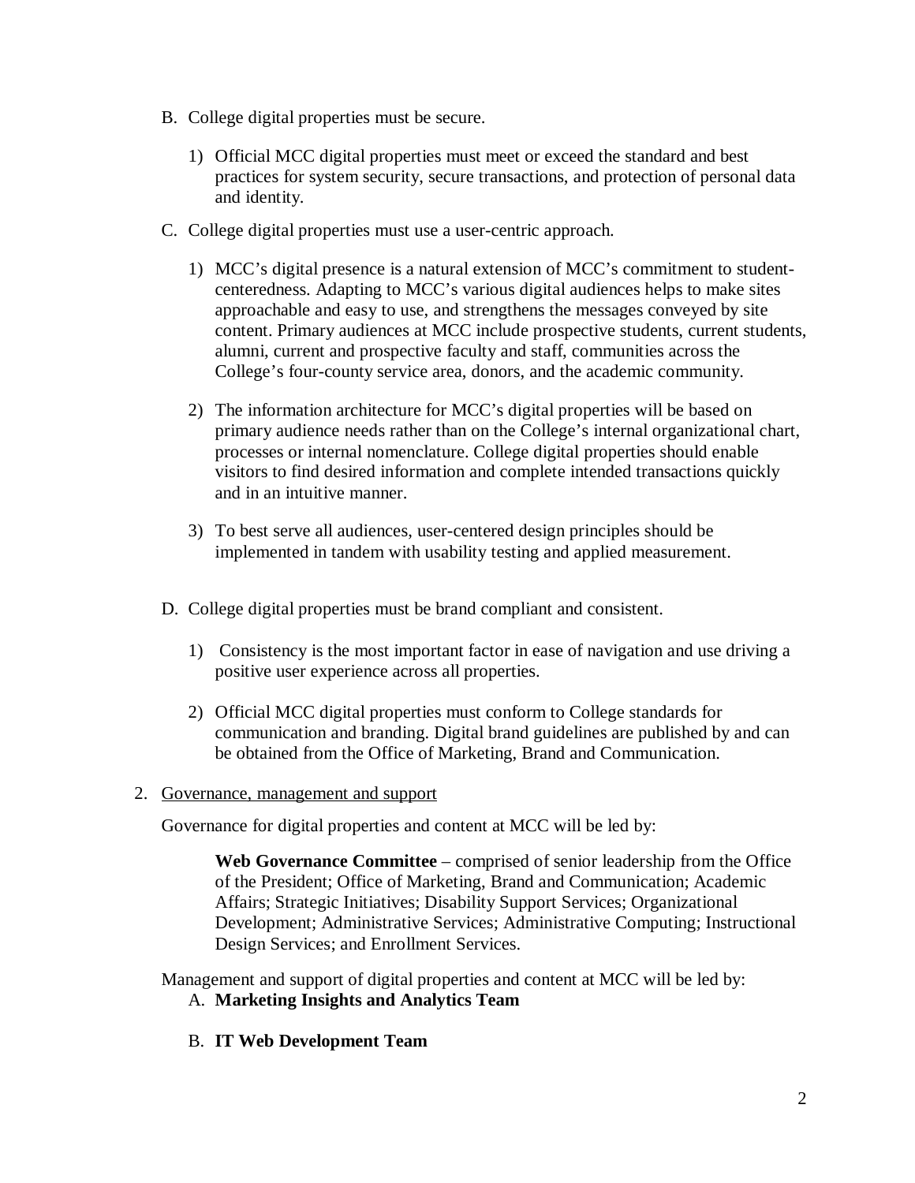B. College digital properties must be secure.

   1) Official MCC digital properties must meet or exceed the standard and best practices for system security, secure transactions, and protection of personal data and identity.

C. College digital properties must use a user-centric approach.

   1) MCC's digital presence is a natural extension of MCC's commitment to student-centeredness. Adapting to MCC's various digital audiences helps to make sites approachable and easy to use, and strengthens the messages conveyed by site content. Primary audiences at MCC include prospective students, current students, alumni, current and prospective faculty and staff, communities across the College's four-county service area, donors, and the academic community.

   2) The information architecture for MCC's digital properties will be based on primary audience needs rather than on the College's internal organizational chart, processes or internal nomenclature. College digital properties should enable visitors to find desired information and complete intended transactions quickly and in an intuitive manner.

   3) To best serve all audiences, user-centered design principles should be implemented in tandem with usability testing and applied measurement.

D. College digital properties must be brand compliant and consistent.

   1) Consistency is the most important factor in ease of navigation and use driving a positive user experience across all properties.

   2) Official MCC digital properties must conform to College standards for communication and branding. Digital brand guidelines are published by and can be obtained from the Office of Marketing, Brand and Communication.

2. Governance, management and support

Governance for digital properties and content at MCC will be led by:

> **Web Governance Committee** – comprised of senior leadership from the Office of the President; Office of Marketing, Brand and Communication; Academic Affairs; Strategic Initiatives; Disability Support Services; Organizational Development; Administrative Services; Administrative Computing; Instructional Design Services; and Enrollment Services.

Management and support of digital properties and content at MCC will be led by:

A. **Marketing Insights and Analytics Team**

B. **IT Web Development Team**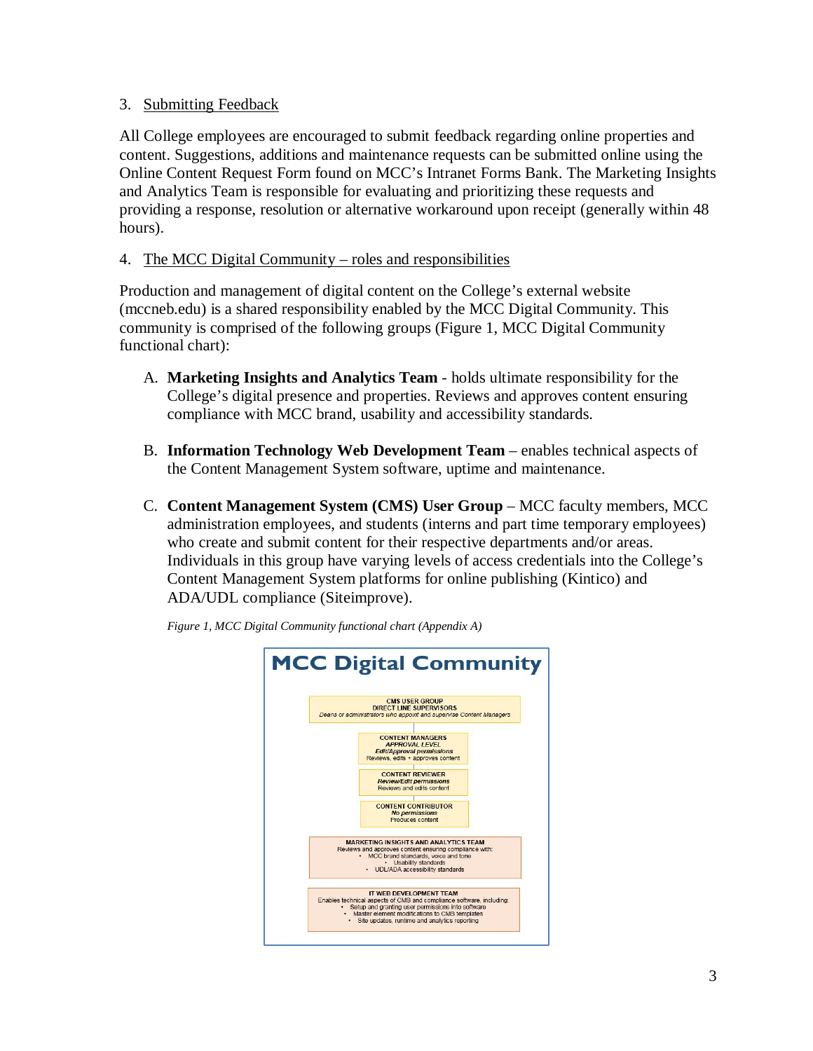3. Submitting Feedback

All College employees are encouraged to submit feedback regarding online properties and content. Suggestions, additions and maintenance requests can be submitted online using the Online Content Request Form found on MCC's Intranet Forms Bank. The Marketing Insights and Analytics Team is responsible for evaluating and prioritizing these requests and providing a response, resolution or alternative workaround upon receipt (generally within 48 hours).

4. The MCC Digital Community – roles and responsibilities

Production and management of digital content on the College's external website (mccneb.edu) is a shared responsibility enabled by the MCC Digital Community. This community is comprised of the following groups (Figure 1, MCC Digital Community functional chart):

A. **Marketing Insights and Analytics Team** - holds ultimate responsibility for the College's digital presence and properties. Reviews and approves content ensuring compliance with MCC brand, usability and accessibility standards.

B. **Information Technology Web Development Team** – enables technical aspects of the Content Management System software, uptime and maintenance.

C. **Content Management System (CMS) User Group** – MCC faculty members, MCC administration employees, and students (interns and part time temporary employees) who create and submit content for their respective departments and/or areas. Individuals in this group have varying levels of access credentials into the College's Content Management System platforms for online publishing (Kintico) and ADA/UDL compliance (Siteimprove).

*Figure 1, MCC Digital Community functional chart (Appendix A)*

**MCC Digital Community**

CMS USER GROUP
DIRECT LINE SUPERVISORS
*Deans or administrators who appoint and supervise Content Managers*

CONTENT MANAGERS
*APPROVAL LEVEL*
***Edit/Approval permissions***
Reviews, edits + approves content

CONTENT REVIEWER
***Review/Edit permissions***
Reviews and edits content

CONTENT CONTRIBUTOR
***No permissions***
Produces content

MARKETING INSIGHTS AND ANALYTICS TEAM
Reviews and approves content ensuring compliance with:
- MCC brand standards, voice and tone
- Usability standards
- UDL/ADA accessibility standards

IT WEB DEVELOPMENT TEAM
Enables technical aspects of CMS and compliance software, including:
- Setup and granting user permissions into software
- Master element modifications to CMS templates
- Site updates, runtime and analytics reporting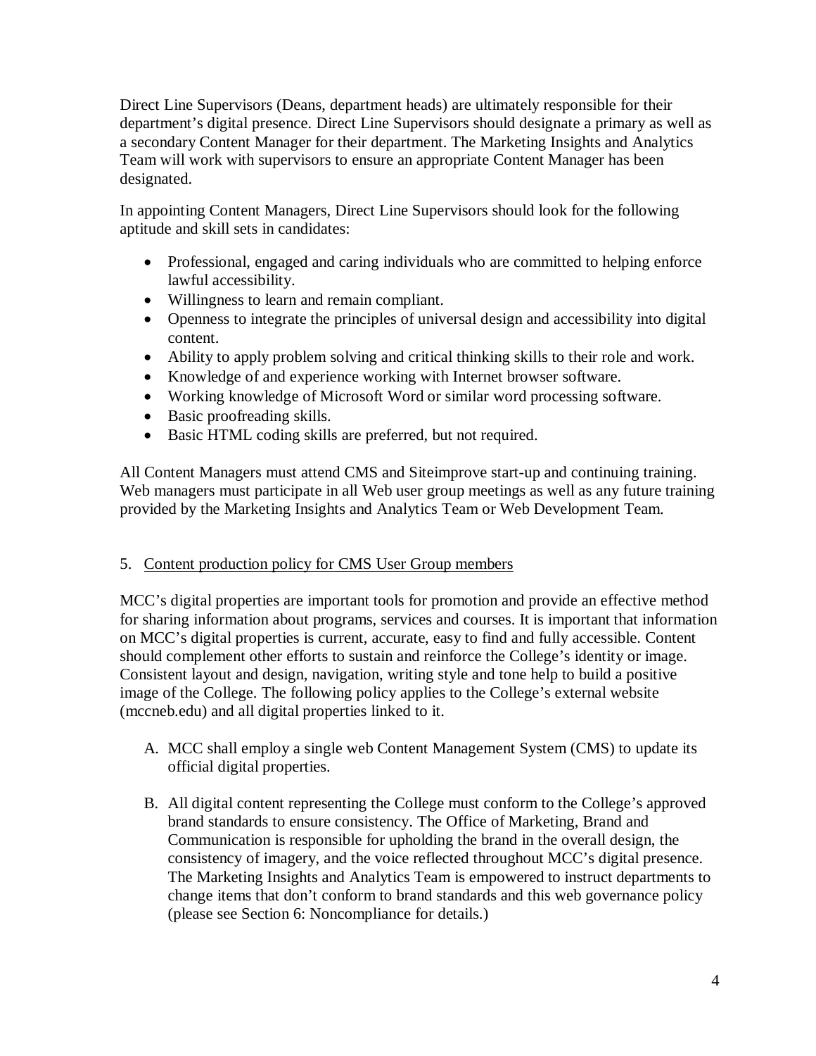Direct Line Supervisors (Deans, department heads) are ultimately responsible for their department's digital presence. Direct Line Supervisors should designate a primary as well as a secondary Content Manager for their department. The Marketing Insights and Analytics Team will work with supervisors to ensure an appropriate Content Manager has been designated.

In appointing Content Managers, Direct Line Supervisors should look for the following aptitude and skill sets in candidates:

- Professional, engaged and caring individuals who are committed to helping enforce lawful accessibility.
- Willingness to learn and remain compliant.
- Openness to integrate the principles of universal design and accessibility into digital content.
- Ability to apply problem solving and critical thinking skills to their role and work.
- Knowledge of and experience working with Internet browser software.
- Working knowledge of Microsoft Word or similar word processing software.
- Basic proofreading skills.
- Basic HTML coding skills are preferred, but not required.

All Content Managers must attend CMS and Siteimprove start-up and continuing training. Web managers must participate in all Web user group meetings as well as any future training provided by the Marketing Insights and Analytics Team or Web Development Team.

5. <u>Content production policy for CMS User Group members</u>

MCC's digital properties are important tools for promotion and provide an effective method for sharing information about programs, services and courses. It is important that information on MCC's digital properties is current, accurate, easy to find and fully accessible. Content should complement other efforts to sustain and reinforce the College's identity or image. Consistent layout and design, navigation, writing style and tone help to build a positive image of the College. The following policy applies to the College's external website (mccneb.edu) and all digital properties linked to it.

A. MCC shall employ a single web Content Management System (CMS) to update its official digital properties.

B. All digital content representing the College must conform to the College's approved brand standards to ensure consistency. The Office of Marketing, Brand and Communication is responsible for upholding the brand in the overall design, the consistency of imagery, and the voice reflected throughout MCC's digital presence. The Marketing Insights and Analytics Team is empowered to instruct departments to change items that don't conform to brand standards and this web governance policy (please see Section 6: Noncompliance for details.)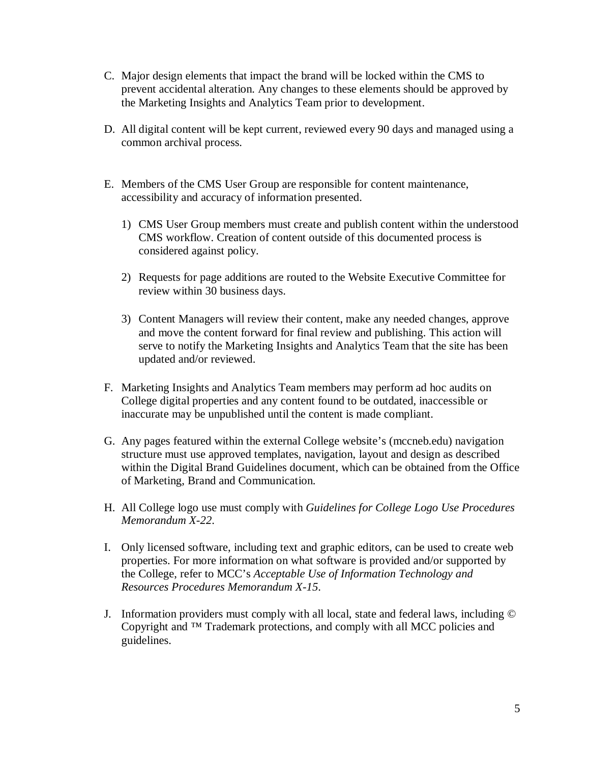C. Major design elements that impact the brand will be locked within the CMS to prevent accidental alteration. Any changes to these elements should be approved by the Marketing Insights and Analytics Team prior to development.

D. All digital content will be kept current, reviewed every 90 days and managed using a common archival process.

E. Members of the CMS User Group are responsible for content maintenance, accessibility and accuracy of information presented.

   1) CMS User Group members must create and publish content within the understood CMS workflow. Creation of content outside of this documented process is considered against policy.

   2) Requests for page additions are routed to the Website Executive Committee for review within 30 business days.

   3) Content Managers will review their content, make any needed changes, approve and move the content forward for final review and publishing. This action will serve to notify the Marketing Insights and Analytics Team that the site has been updated and/or reviewed.

F. Marketing Insights and Analytics Team members may perform ad hoc audits on College digital properties and any content found to be outdated, inaccessible or inaccurate may be unpublished until the content is made compliant.

G. Any pages featured within the external College website's (mccneb.edu) navigation structure must use approved templates, navigation, layout and design as described within the Digital Brand Guidelines document, which can be obtained from the Office of Marketing, Brand and Communication.

H. All College logo use must comply with *Guidelines for College Logo Use Procedures Memorandum X-22*.

I. Only licensed software, including text and graphic editors, can be used to create web properties. For more information on what software is provided and/or supported by the College, refer to MCC's *Acceptable Use of Information Technology and Resources Procedures Memorandum X-15*.

J. Information providers must comply with all local, state and federal laws, including © Copyright and ™ Trademark protections, and comply with all MCC policies and guidelines.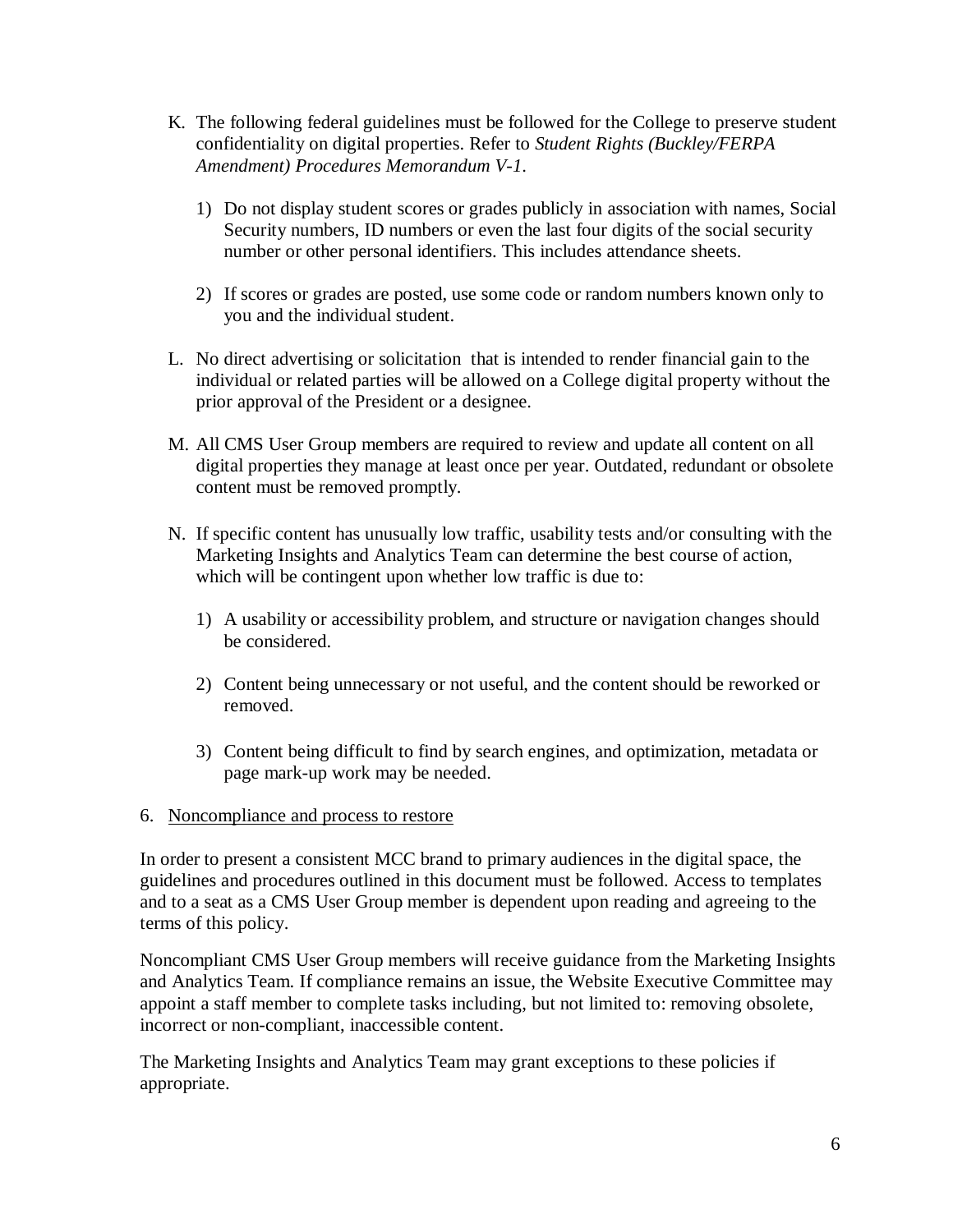K. The following federal guidelines must be followed for the College to preserve student confidentiality on digital properties. Refer to *Student Rights (Buckley/FERPA Amendment) Procedures Memorandum V-1.*

   1) Do not display student scores or grades publicly in association with names, Social Security numbers, ID numbers or even the last four digits of the social security number or other personal identifiers. This includes attendance sheets.

   2) If scores or grades are posted, use some code or random numbers known only to you and the individual student.

L. No direct advertising or solicitation that is intended to render financial gain to the individual or related parties will be allowed on a College digital property without the prior approval of the President or a designee.

M. All CMS User Group members are required to review and update all content on all digital properties they manage at least once per year. Outdated, redundant or obsolete content must be removed promptly.

N. If specific content has unusually low traffic, usability tests and/or consulting with the Marketing Insights and Analytics Team can determine the best course of action, which will be contingent upon whether low traffic is due to:

   1) A usability or accessibility problem, and structure or navigation changes should be considered.

   2) Content being unnecessary or not useful, and the content should be reworked or removed.

   3) Content being difficult to find by search engines, and optimization, metadata or page mark-up work may be needed.

6. <u>Noncompliance and process to restore</u>

In order to present a consistent MCC brand to primary audiences in the digital space, the guidelines and procedures outlined in this document must be followed. Access to templates and to a seat as a CMS User Group member is dependent upon reading and agreeing to the terms of this policy.

Noncompliant CMS User Group members will receive guidance from the Marketing Insights and Analytics Team. If compliance remains an issue, the Website Executive Committee may appoint a staff member to complete tasks including, but not limited to: removing obsolete, incorrect or non-compliant, inaccessible content.

The Marketing Insights and Analytics Team may grant exceptions to these policies if appropriate.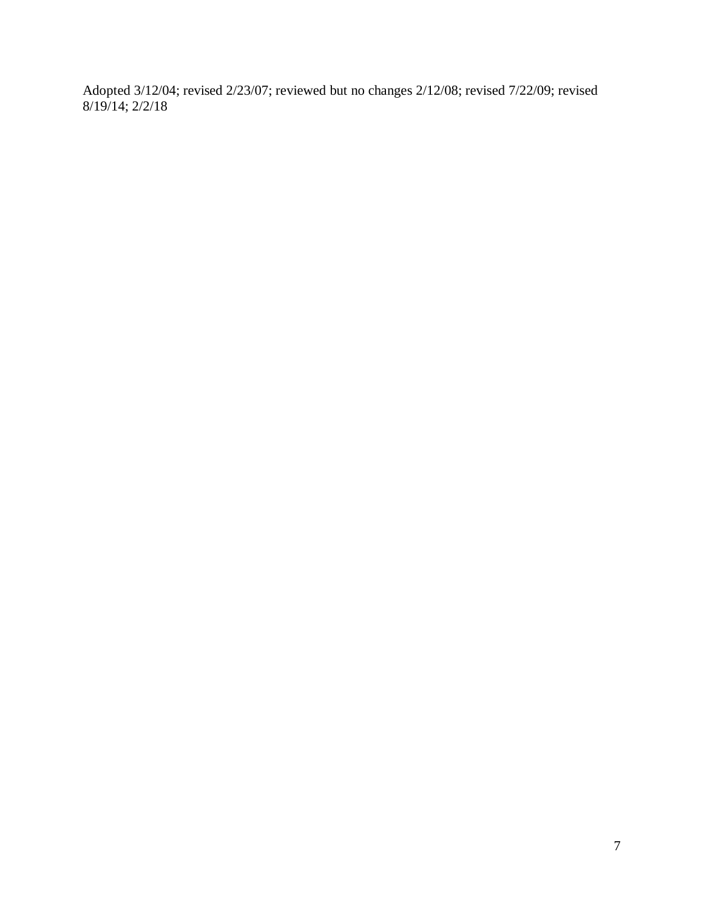Adopted 3/12/04; revised 2/23/07; reviewed but no changes 2/12/08; revised 7/22/09; revised 8/19/14; 2/2/18